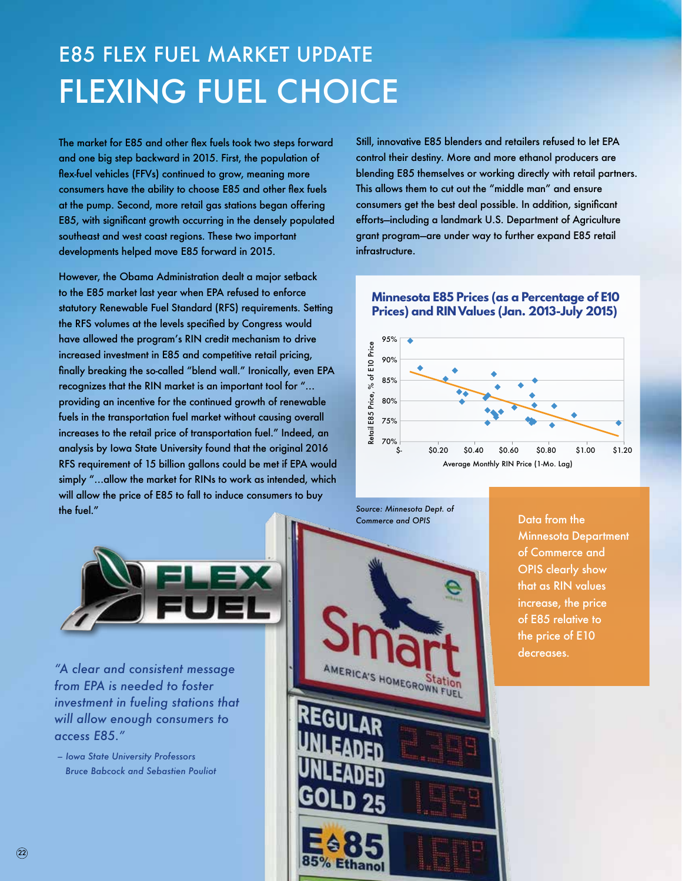# E85 FLEX FUEL MARKET UPDATE

## FLEXING FUEL CHOICE

The market for E85 and other flex fuels took two steps forward and one big step backward in 2015. First, the population of flex-fuel vehicles (FFVs) continued to grow, meaning more consumers have the ability to choose E85 and other flex fuels at the pump. Second, more retail gas stations began offering E85, with significant growth occurring in the densely populated southeast and west coast regions. These two important developments helped move E85 forward in 2015.

However, the Obama Administration dealt a major setback to the E85 market last year when EPA refused to enforce statutory Renewable Fuel Standard (RFS) requirements. Setting the RFS volumes at the levels specified by Congress would have allowed the program's RIN credit mechanism to drive increased investment in E85 and competitive retail pricing, finally breaking the so-called "blend wall." Ironically, even EPA recognizes that the RIN market is an important tool for "…providing an incentive for the continued growth of renewable fuels in the transportation fuel market without causing overall increases to the retail price of transportation fuel." Indeed, an analysis by Iowa State University found that the original 2016 RFS requirement of 15 billion gallons could be met if EPA would simply "…allow the market for RINs to work as intended, which will allow the price of E85 to fall to induce consumers to buy the fuel."

Still, innovative E85 blenders and retailers refused to let EPA control their destiny. More and more ethanol producers are blending E85 themselves or working directly with retail partners. This allows them to cut out the "middle man" and ensure consumers get the best deal possible. In addition, significant efforts—including a landmark U.S. Department of Agriculture grant program—are under way to further expand E85 retail infrastructure.

**Minnesota E85 Prices (as a Percentage of E10 Prices) and RIN Values (Jan. 2013-July 2015)**

Source: Minnesota Dept. of Commerce and OPIS

Data from the Minnesota Department of Commerce and OPIS clearly show that as RIN values increase, the price of E85 relative to the price of E10 decreases.

*"A clear and consistent message from EPA is needed to foster investment in fueling stations that will allow enough consumers to access E85."*

*– Iowa State University Professors Bruce Babcock and Sebastien Pouliot*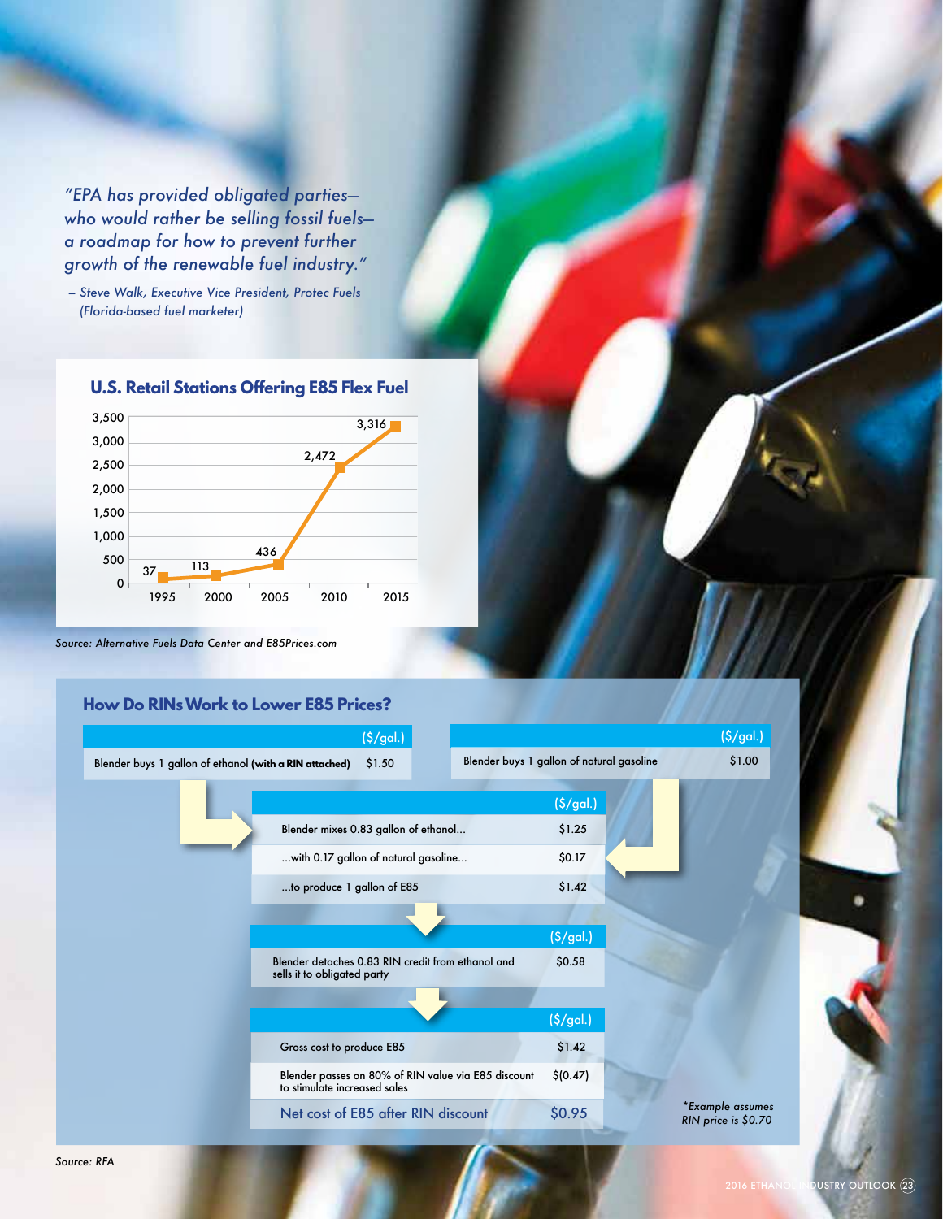*"EPA has provided obligated parties—who would rather be selling fossil fuels—a roadmap for how to prevent further growth of the renewable fuel industry."*

*– Steve Walk, Executive Vice President, Protec Fuels (Florida-based fuel marketer)*

### U.S. Retail Stations Offering E85 Flex Fuel

3,500
3,000
2,500
2,000
1,500
1,000
500
0

37
113
436
2,472
3,316

1995
2000
2005
2010
2015

*Source: Alternative Fuels Data Center and E85Prices.com*

### How Do RINs Work to Lower E85 Prices?

| | ($/gal.) |
|---|---|
| Blender buys 1 gallon of ethanol **(with a RIN attached)** | $1.50 |

| | ($/gal.) |
|---|---|
| Blender buys 1 gallon of natural gasoline | $1.00 |

| | ($/gal.) |
|---|---|
| Blender mixes 0.83 gallon of ethanol... | $1.25 |
| ...with 0.17 gallon of natural gasoline... | $0.17 |
| ...to produce 1 gallon of E85 | $1.42 |

| | ($/gal.) |
|---|---|
| Blender detaches 0.83 RIN credit from ethanol and sells it to obligated party | $0.58 |

| | ($/gal.) |
|---|---|
| Gross cost to produce E85 | $1.42 |
| Blender passes on 80% of RIN value via E85 discount to stimulate increased sales | $(0.47) |
| Net cost of E85 after RIN discount | $0.95 |

*\*Example assumes RIN price is $0.70*

*Source: RFA*